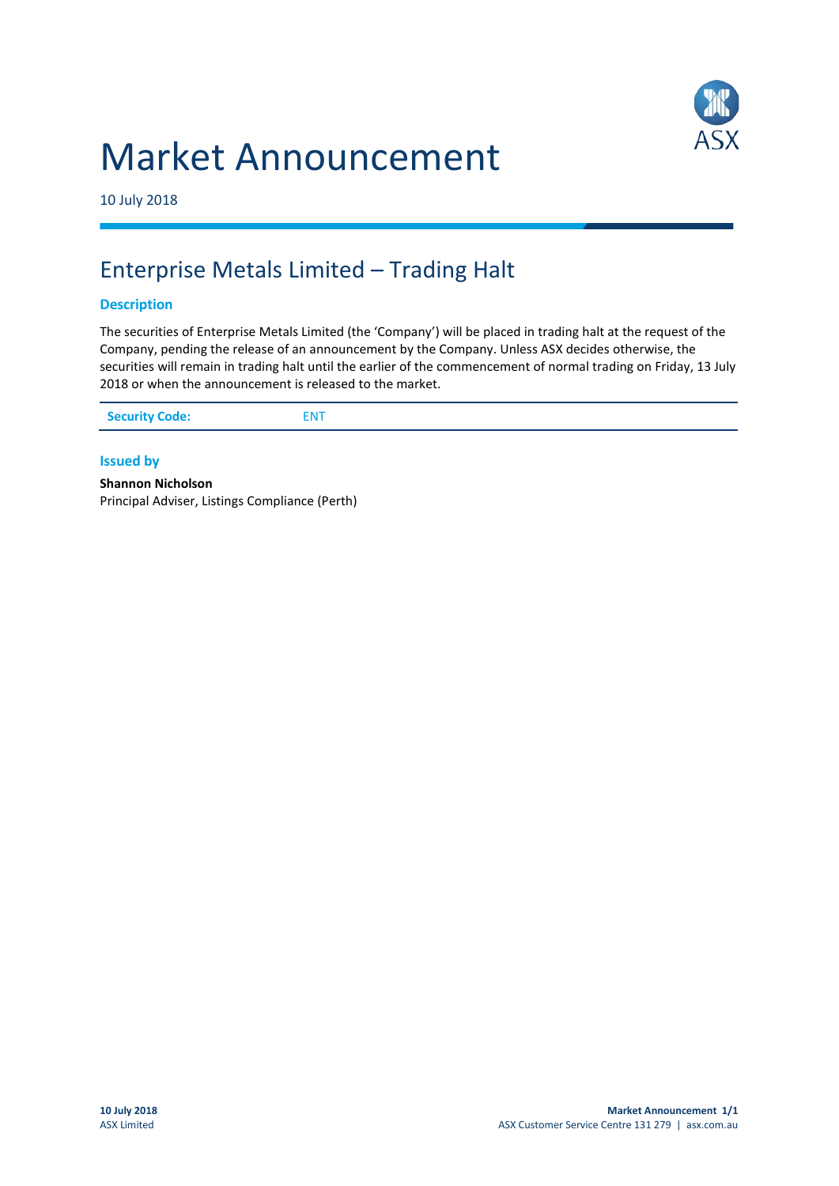# Market Announcement

10 July 2018

## Enterprise Metals Limited – Trading Halt

### Description

The securities of Enterprise Metals Limited (the 'Company') will be placed in trading halt at the request of the Company, pending the release of an announcement by the Company. Unless ASX decides otherwise, the securities will remain in trading halt until the earlier of the commencement of normal trading on Friday, 13 July 2018 or when the announcement is released to the market.

| Security Code: | ENT |
| --- | --- |

### Issued by

**Shannon Nicholson**
Principal Adviser, Listings Compliance (Perth)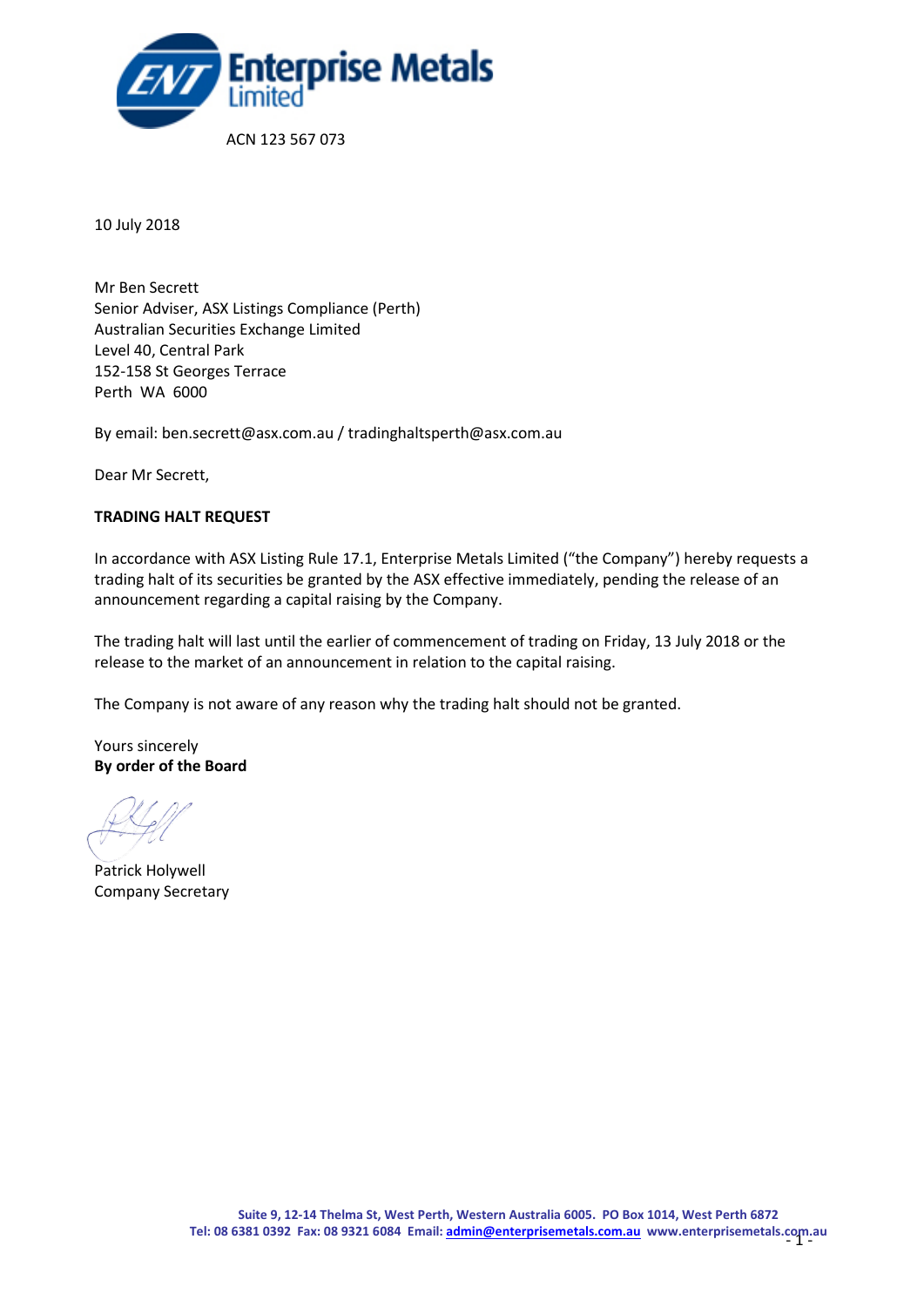**Enterprise Metals Limited**

ACN 123 567 073

10 July 2018

Mr Ben Secrett
Senior Adviser, ASX Listings Compliance (Perth)
Australian Securities Exchange Limited
Level 40, Central Park
152-158 St Georges Terrace
Perth WA 6000

By email: ben.secrett@asx.com.au / tradinghaltsperth@asx.com.au

Dear Mr Secrett,

**TRADING HALT REQUEST**

In accordance with ASX Listing Rule 17.1, Enterprise Metals Limited ("the Company") hereby requests a trading halt of its securities be granted by the ASX effective immediately, pending the release of an announcement regarding a capital raising by the Company.

The trading halt will last until the earlier of commencement of trading on Friday, 13 July 2018 or the release to the market of an announcement in relation to the capital raising.

The Company is not aware of any reason why the trading halt should not be granted.

Yours sincerely
**By order of the Board**

Patrick Holywell
Company Secretary

**Suite 9, 12-14 Thelma St, West Perth, Western Australia 6005. PO Box 1014, West Perth 6872**
**Tel: 08 6381 0392 Fax: 08 9321 6084 Email: admin@enterprisemetals.com.au www.enterprisemetals.com.au**